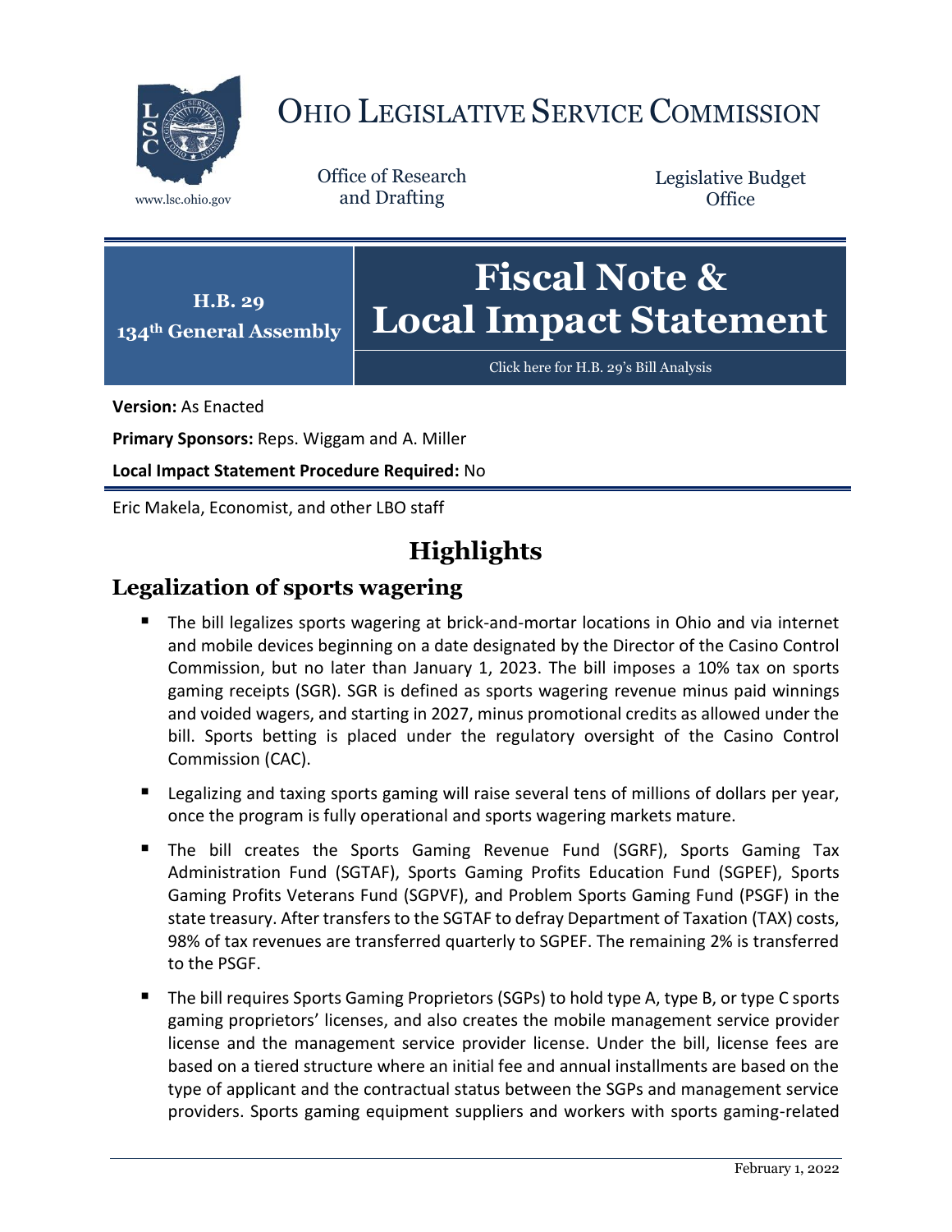# Ohio Legislative Service Commission

www.lsc.ohio.gov

Office of Research and Drafting

Legislative Budget Office

**H.B. 29**
**134th General Assembly**

# Fiscal Note & Local Impact Statement

Click here for H.B. 29's Bill Analysis

**Version:** As Enacted

**Primary Sponsors:** Reps. Wiggam and A. Miller

**Local Impact Statement Procedure Required:** No

Eric Makela, Economist, and other LBO staff

## Highlights

### Legalization of sports wagering

- The bill legalizes sports wagering at brick-and-mortar locations in Ohio and via internet and mobile devices beginning on a date designated by the Director of the Casino Control Commission, but no later than January 1, 2023. The bill imposes a 10% tax on sports gaming receipts (SGR). SGR is defined as sports wagering revenue minus paid winnings and voided wagers, and starting in 2027, minus promotional credits as allowed under the bill. Sports betting is placed under the regulatory oversight of the Casino Control Commission (CAC).
- Legalizing and taxing sports gaming will raise several tens of millions of dollars per year, once the program is fully operational and sports wagering markets mature.
- The bill creates the Sports Gaming Revenue Fund (SGRF), Sports Gaming Tax Administration Fund (SGTAF), Sports Gaming Profits Education Fund (SGPEF), Sports Gaming Profits Veterans Fund (SGPVF), and Problem Sports Gaming Fund (PSGF) in the state treasury. After transfers to the SGTAF to defray Department of Taxation (TAX) costs, 98% of tax revenues are transferred quarterly to SGPEF. The remaining 2% is transferred to the PSGF.
- The bill requires Sports Gaming Proprietors (SGPs) to hold type A, type B, or type C sports gaming proprietors' licenses, and also creates the mobile management service provider license and the management service provider license. Under the bill, license fees are based on a tiered structure where an initial fee and annual installments are based on the type of applicant and the contractual status between the SGPs and management service providers. Sports gaming equipment suppliers and workers with sports gaming-related

February 1, 2022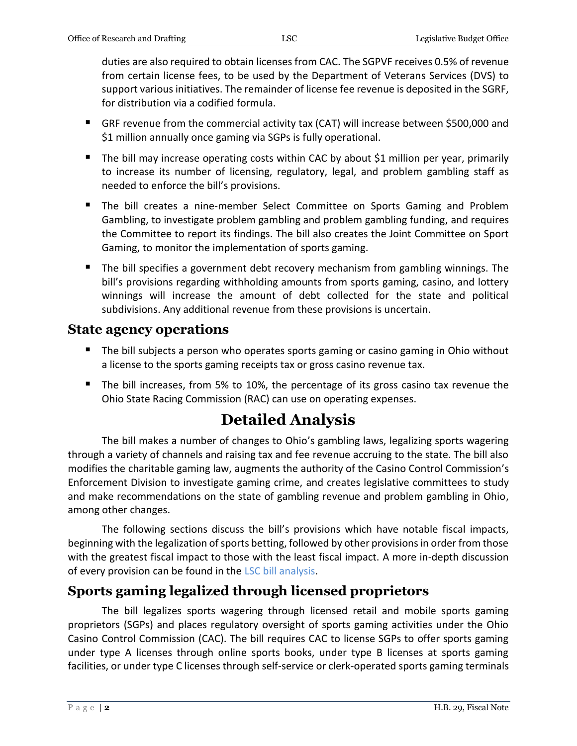duties are also required to obtain licenses from CAC. The SGPVF receives 0.5% of revenue from certain license fees, to be used by the Department of Veterans Services (DVS) to support various initiatives. The remainder of license fee revenue is deposited in the SGRF, for distribution via a codified formula.

- GRF revenue from the commercial activity tax (CAT) will increase between $500,000 and $1 million annually once gaming via SGPs is fully operational.
- The bill may increase operating costs within CAC by about $1 million per year, primarily to increase its number of licensing, regulatory, legal, and problem gambling staff as needed to enforce the bill's provisions.
- The bill creates a nine-member Select Committee on Sports Gaming and Problem Gambling, to investigate problem gambling and problem gambling funding, and requires the Committee to report its findings. The bill also creates the Joint Committee on Sport Gaming, to monitor the implementation of sports gaming.
- The bill specifies a government debt recovery mechanism from gambling winnings. The bill's provisions regarding withholding amounts from sports gaming, casino, and lottery winnings will increase the amount of debt collected for the state and political subdivisions. Any additional revenue from these provisions is uncertain.

## State agency operations

- The bill subjects a person who operates sports gaming or casino gaming in Ohio without a license to the sports gaming receipts tax or gross casino revenue tax.
- The bill increases, from 5% to 10%, the percentage of its gross casino tax revenue the Ohio State Racing Commission (RAC) can use on operating expenses.

# Detailed Analysis

The bill makes a number of changes to Ohio's gambling laws, legalizing sports wagering through a variety of channels and raising tax and fee revenue accruing to the state. The bill also modifies the charitable gaming law, augments the authority of the Casino Control Commission's Enforcement Division to investigate gaming crime, and creates legislative committees to study and make recommendations on the state of gambling revenue and problem gambling in Ohio, among other changes.

The following sections discuss the bill's provisions which have notable fiscal impacts, beginning with the legalization of sports betting, followed by other provisions in order from those with the greatest fiscal impact to those with the least fiscal impact. A more in-depth discussion of every provision can be found in the LSC bill analysis.

## Sports gaming legalized through licensed proprietors

The bill legalizes sports wagering through licensed retail and mobile sports gaming proprietors (SGPs) and places regulatory oversight of sports gaming activities under the Ohio Casino Control Commission (CAC). The bill requires CAC to license SGPs to offer sports gaming under type A licenses through online sports books, under type B licenses at sports gaming facilities, or under type C licenses through self-service or clerk-operated sports gaming terminals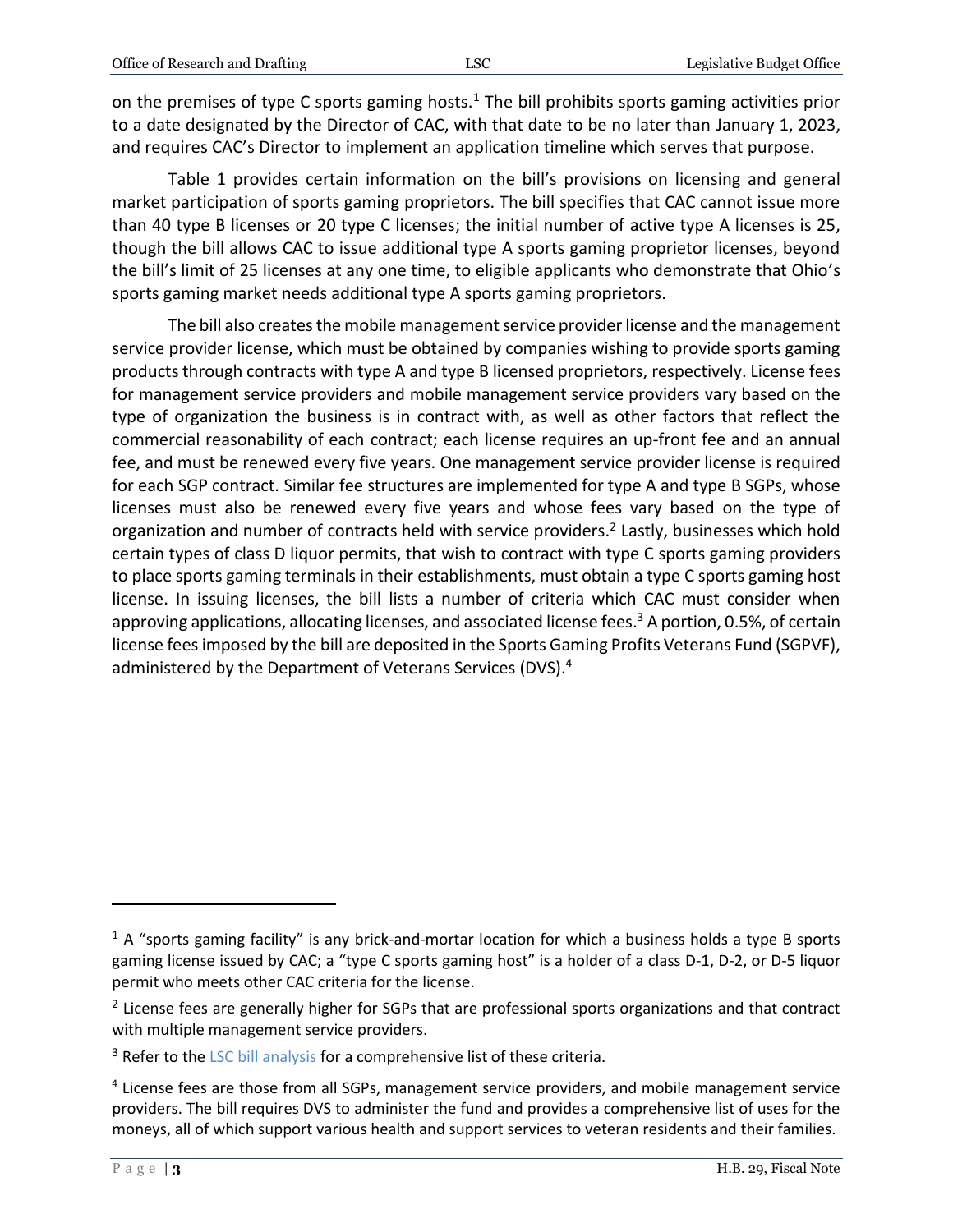on the premises of type C sports gaming hosts.[1] The bill prohibits sports gaming activities prior to a date designated by the Director of CAC, with that date to be no later than January 1, 2023, and requires CAC's Director to implement an application timeline which serves that purpose.

Table 1 provides certain information on the bill's provisions on licensing and general market participation of sports gaming proprietors. The bill specifies that CAC cannot issue more than 40 type B licenses or 20 type C licenses; the initial number of active type A licenses is 25, though the bill allows CAC to issue additional type A sports gaming proprietor licenses, beyond the bill's limit of 25 licenses at any one time, to eligible applicants who demonstrate that Ohio's sports gaming market needs additional type A sports gaming proprietors.

The bill also creates the mobile management service provider license and the management service provider license, which must be obtained by companies wishing to provide sports gaming products through contracts with type A and type B licensed proprietors, respectively. License fees for management service providers and mobile management service providers vary based on the type of organization the business is in contract with, as well as other factors that reflect the commercial reasonability of each contract; each license requires an up-front fee and an annual fee, and must be renewed every five years. One management service provider license is required for each SGP contract. Similar fee structures are implemented for type A and type B SGPs, whose licenses must also be renewed every five years and whose fees vary based on the type of organization and number of contracts held with service providers.[2] Lastly, businesses which hold certain types of class D liquor permits, that wish to contract with type C sports gaming providers to place sports gaming terminals in their establishments, must obtain a type C sports gaming host license. In issuing licenses, the bill lists a number of criteria which CAC must consider when approving applications, allocating licenses, and associated license fees.[3] A portion, 0.5%, of certain license fees imposed by the bill are deposited in the Sports Gaming Profits Veterans Fund (SGPVF), administered by the Department of Veterans Services (DVS).[4]

---

[1] A "sports gaming facility" is any brick-and-mortar location for which a business holds a type B sports gaming license issued by CAC; a "type C sports gaming host" is a holder of a class D-1, D-2, or D-5 liquor permit who meets other CAC criteria for the license.

[2] License fees are generally higher for SGPs that are professional sports organizations and that contract with multiple management service providers.

[3] Refer to the LSC bill analysis for a comprehensive list of these criteria.

[4] License fees are those from all SGPs, management service providers, and mobile management service providers. The bill requires DVS to administer the fund and provides a comprehensive list of uses for the moneys, all of which support various health and support services to veteran residents and their families.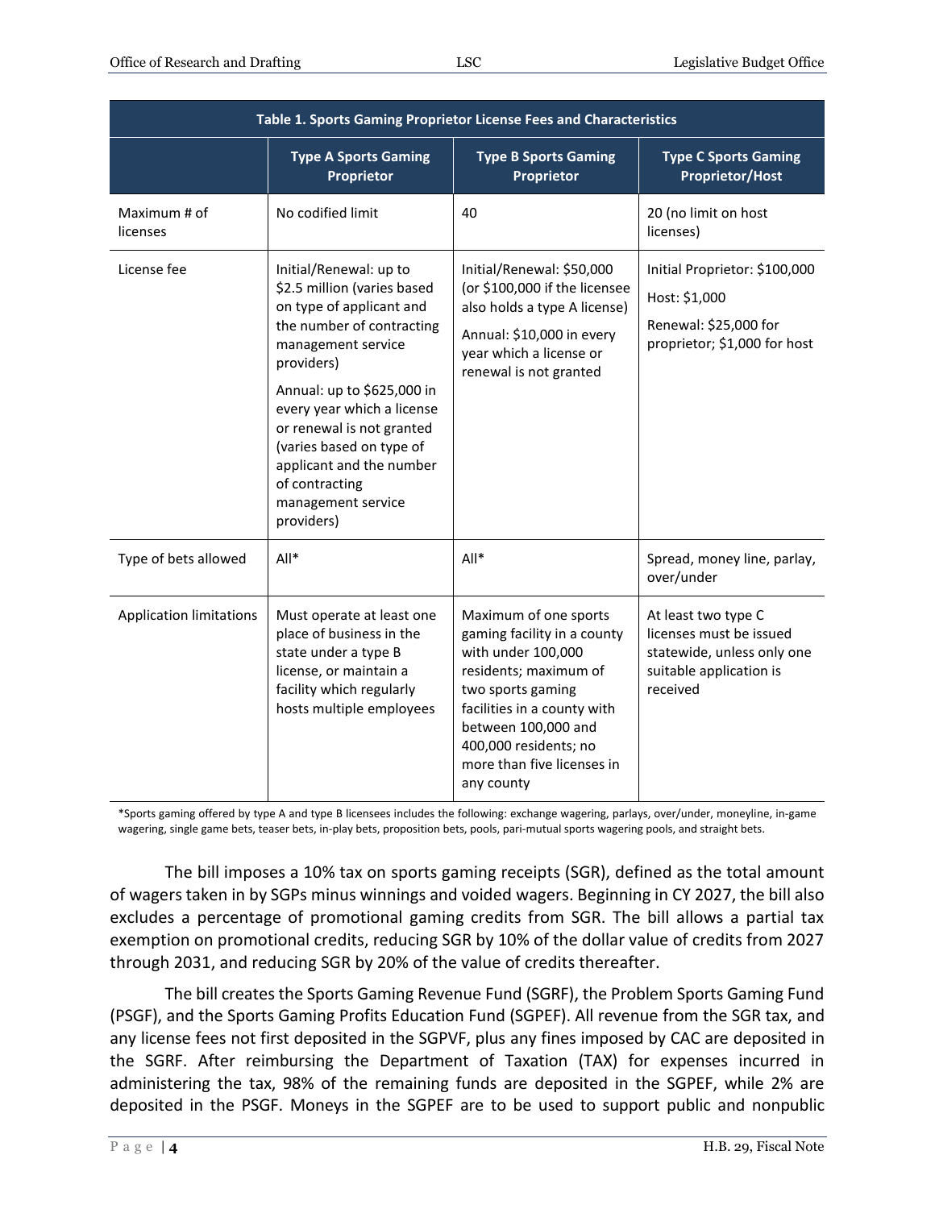| Table 1. Sports Gaming Proprietor License Fees and Characteristics | | | |
|---|---|---|---|
| | **Type A Sports Gaming Proprietor** | **Type B Sports Gaming Proprietor** | **Type C Sports Gaming Proprietor/Host** |
| Maximum # of licenses | No codified limit | 40 | 20 (no limit on host licenses) |
| License fee | Initial/Renewal: up to $2.5 million (varies based on type of applicant and the number of contracting management service providers)<br><br>Annual: up to $625,000 in every year which a license or renewal is not granted (varies based on type of applicant and the number of contracting management service providers) | Initial/Renewal: $50,000 (or $100,000 if the licensee also holds a type A license)<br><br>Annual: $10,000 in every year which a license or renewal is not granted | Initial Proprietor: $100,000<br><br>Host: $1,000<br><br>Renewal: $25,000 for proprietor; $1,000 for host |
| Type of bets allowed | All* | All* | Spread, money line, parlay, over/under |
| Application limitations | Must operate at least one place of business in the state under a type B license, or maintain a facility which regularly hosts multiple employees | Maximum of one sports gaming facility in a county with under 100,000 residents; maximum of two sports gaming facilities in a county with between 100,000 and 400,000 residents; no more than five licenses in any county | At least two type C licenses must be issued statewide, unless only one suitable application is received |

*Sports gaming offered by type A and type B licensees includes the following: exchange wagering, parlays, over/under, moneyline, in-game wagering, single game bets, teaser bets, in-play bets, proposition bets, pools, pari-mutual sports wagering pools, and straight bets.

The bill imposes a 10% tax on sports gaming receipts (SGR), defined as the total amount of wagers taken in by SGPs minus winnings and voided wagers. Beginning in CY 2027, the bill also excludes a percentage of promotional gaming credits from SGR. The bill allows a partial tax exemption on promotional credits, reducing SGR by 10% of the dollar value of credits from 2027 through 2031, and reducing SGR by 20% of the value of credits thereafter.

The bill creates the Sports Gaming Revenue Fund (SGRF), the Problem Sports Gaming Fund (PSGF), and the Sports Gaming Profits Education Fund (SGPEF). All revenue from the SGR tax, and any license fees not first deposited in the SGPVF, plus any fines imposed by CAC are deposited in the SGRF. After reimbursing the Department of Taxation (TAX) for expenses incurred in administering the tax, 98% of the remaining funds are deposited in the SGPEF, while 2% are deposited in the PSGF. Moneys in the SGPEF are to be used to support public and nonpublic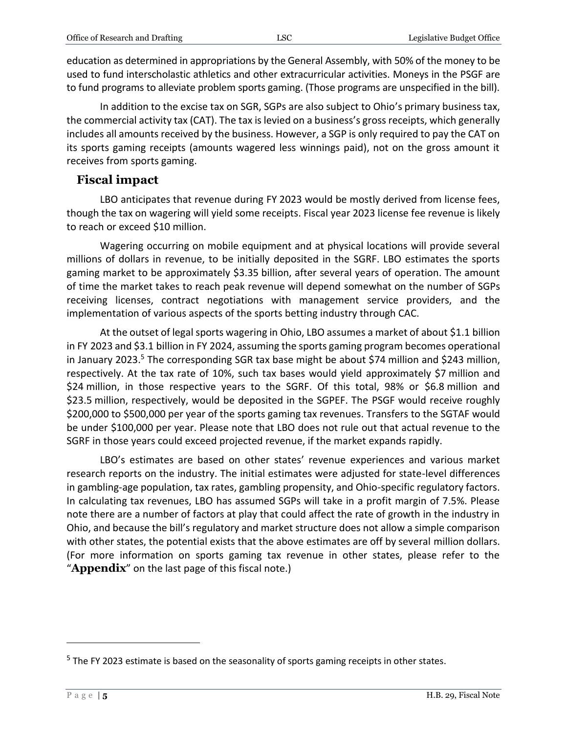education as determined in appropriations by the General Assembly, with 50% of the money to be used to fund interscholastic athletics and other extracurricular activities. Moneys in the PSGF are to fund programs to alleviate problem sports gaming. (Those programs are unspecified in the bill).

In addition to the excise tax on SGR, SGPs are also subject to Ohio's primary business tax, the commercial activity tax (CAT). The tax is levied on a business's gross receipts, which generally includes all amounts received by the business. However, a SGP is only required to pay the CAT on its sports gaming receipts (amounts wagered less winnings paid), not on the gross amount it receives from sports gaming.

## Fiscal impact

LBO anticipates that revenue during FY 2023 would be mostly derived from license fees, though the tax on wagering will yield some receipts. Fiscal year 2023 license fee revenue is likely to reach or exceed $10 million.

Wagering occurring on mobile equipment and at physical locations will provide several millions of dollars in revenue, to be initially deposited in the SGRF. LBO estimates the sports gaming market to be approximately $3.35 billion, after several years of operation. The amount of time the market takes to reach peak revenue will depend somewhat on the number of SGPs receiving licenses, contract negotiations with management service providers, and the implementation of various aspects of the sports betting industry through CAC.

At the outset of legal sports wagering in Ohio, LBO assumes a market of about $1.1 billion in FY 2023 and $3.1 billion in FY 2024, assuming the sports gaming program becomes operational in January 2023.[5] The corresponding SGR tax base might be about $74 million and $243 million, respectively. At the tax rate of 10%, such tax bases would yield approximately $7 million and $24 million, in those respective years to the SGRF. Of this total, 98% or $6.8 million and $23.5 million, respectively, would be deposited in the SGPEF. The PSGF would receive roughly $200,000 to $500,000 per year of the sports gaming tax revenues. Transfers to the SGTAF would be under $100,000 per year. Please note that LBO does not rule out that actual revenue to the SGRF in those years could exceed projected revenue, if the market expands rapidly.

LBO's estimates are based on other states' revenue experiences and various market research reports on the industry. The initial estimates were adjusted for state-level differences in gambling-age population, tax rates, gambling propensity, and Ohio-specific regulatory factors. In calculating tax revenues, LBO has assumed SGPs will take in a profit margin of 7.5%. Please note there are a number of factors at play that could affect the rate of growth in the industry in Ohio, and because the bill's regulatory and market structure does not allow a simple comparison with other states, the potential exists that the above estimates are off by several million dollars. (For more information on sports gaming tax revenue in other states, please refer to the "**Appendix**" on the last page of this fiscal note.)

[5] The FY 2023 estimate is based on the seasonality of sports gaming receipts in other states.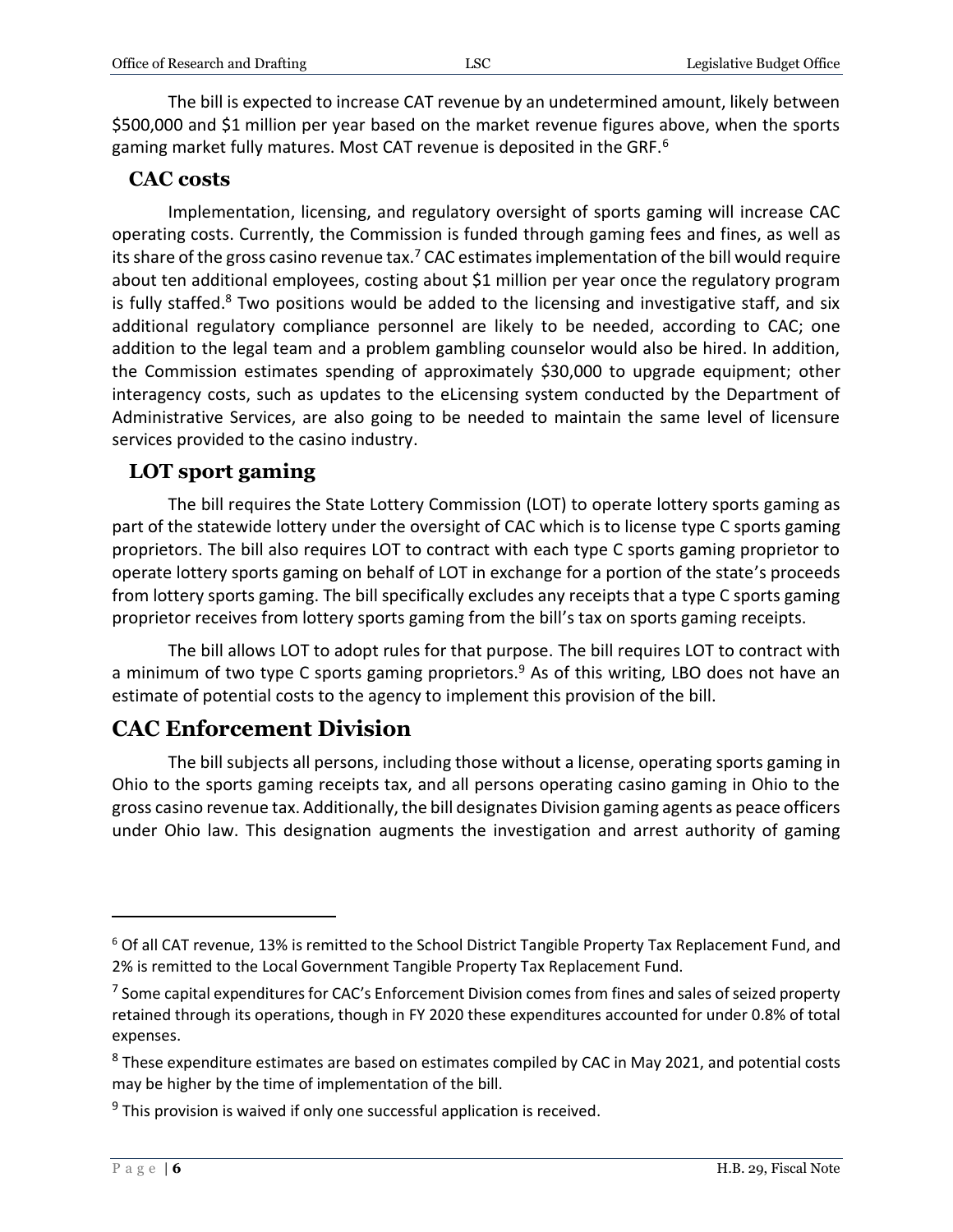The bill is expected to increase CAT revenue by an undetermined amount, likely between $500,000 and $1 million per year based on the market revenue figures above, when the sports gaming market fully matures. Most CAT revenue is deposited in the GRF.[6]

### CAC costs

Implementation, licensing, and regulatory oversight of sports gaming will increase CAC operating costs. Currently, the Commission is funded through gaming fees and fines, as well as its share of the gross casino revenue tax.[7] CAC estimates implementation of the bill would require about ten additional employees, costing about $1 million per year once the regulatory program is fully staffed.[8] Two positions would be added to the licensing and investigative staff, and six additional regulatory compliance personnel are likely to be needed, according to CAC; one addition to the legal team and a problem gambling counselor would also be hired. In addition, the Commission estimates spending of approximately $30,000 to upgrade equipment; other interagency costs, such as updates to the eLicensing system conducted by the Department of Administrative Services, are also going to be needed to maintain the same level of licensure services provided to the casino industry.

### LOT sport gaming

The bill requires the State Lottery Commission (LOT) to operate lottery sports gaming as part of the statewide lottery under the oversight of CAC which is to license type C sports gaming proprietors. The bill also requires LOT to contract with each type C sports gaming proprietor to operate lottery sports gaming on behalf of LOT in exchange for a portion of the state's proceeds from lottery sports gaming. The bill specifically excludes any receipts that a type C sports gaming proprietor receives from lottery sports gaming from the bill's tax on sports gaming receipts.

The bill allows LOT to adopt rules for that purpose. The bill requires LOT to contract with a minimum of two type C sports gaming proprietors.[9] As of this writing, LBO does not have an estimate of potential costs to the agency to implement this provision of the bill.

## CAC Enforcement Division

The bill subjects all persons, including those without a license, operating sports gaming in Ohio to the sports gaming receipts tax, and all persons operating casino gaming in Ohio to the gross casino revenue tax. Additionally, the bill designates Division gaming agents as peace officers under Ohio law. This designation augments the investigation and arrest authority of gaming

---

[6] Of all CAT revenue, 13% is remitted to the School District Tangible Property Tax Replacement Fund, and 2% is remitted to the Local Government Tangible Property Tax Replacement Fund.

[7] Some capital expenditures for CAC's Enforcement Division comes from fines and sales of seized property retained through its operations, though in FY 2020 these expenditures accounted for under 0.8% of total expenses.

[8] These expenditure estimates are based on estimates compiled by CAC in May 2021, and potential costs may be higher by the time of implementation of the bill.

[9] This provision is waived if only one successful application is received.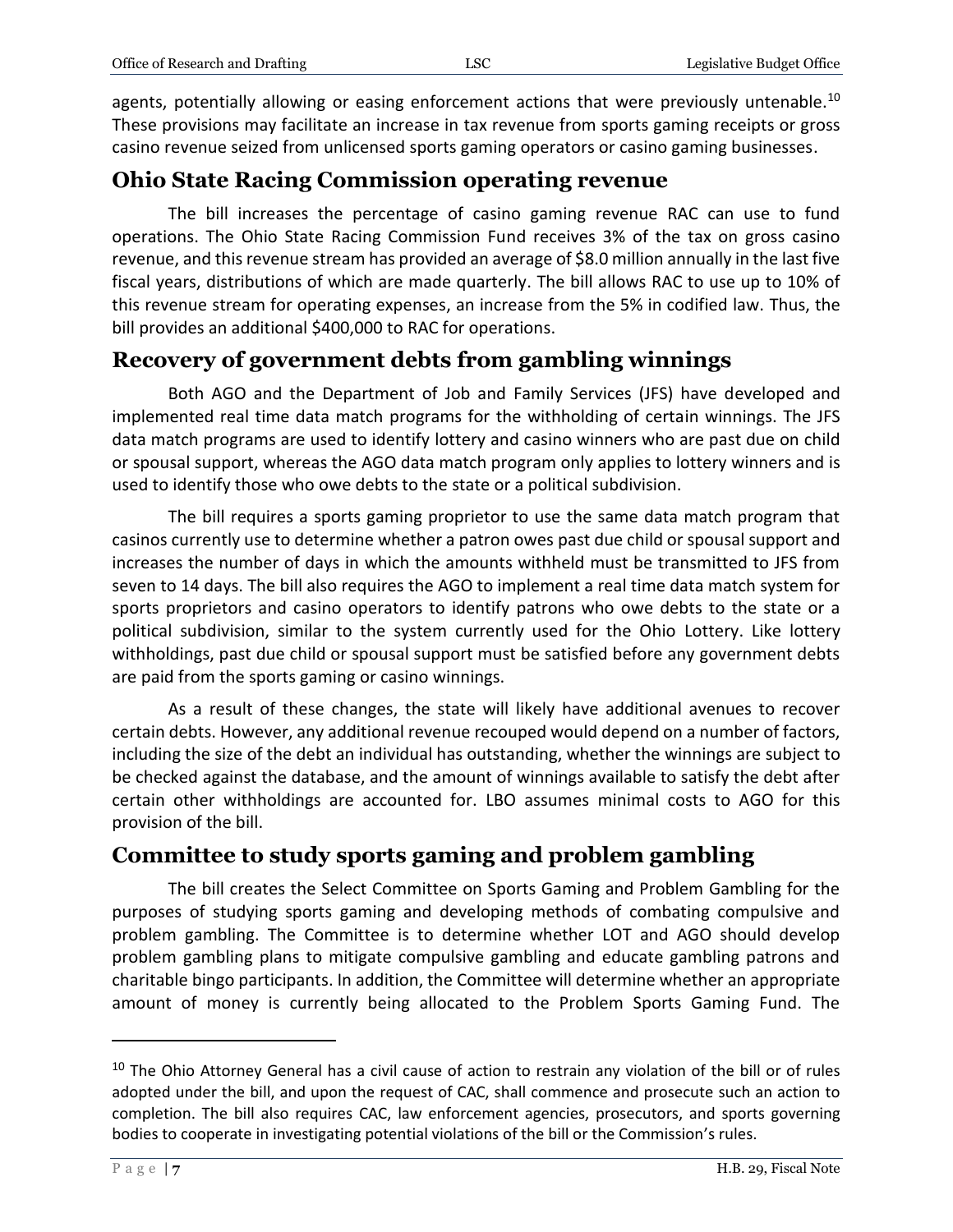agents, potentially allowing or easing enforcement actions that were previously untenable.[10] These provisions may facilitate an increase in tax revenue from sports gaming receipts or gross casino revenue seized from unlicensed sports gaming operators or casino gaming businesses.

## Ohio State Racing Commission operating revenue

The bill increases the percentage of casino gaming revenue RAC can use to fund operations. The Ohio State Racing Commission Fund receives 3% of the tax on gross casino revenue, and this revenue stream has provided an average of $8.0 million annually in the last five fiscal years, distributions of which are made quarterly. The bill allows RAC to use up to 10% of this revenue stream for operating expenses, an increase from the 5% in codified law. Thus, the bill provides an additional $400,000 to RAC for operations.

## Recovery of government debts from gambling winnings

Both AGO and the Department of Job and Family Services (JFS) have developed and implemented real time data match programs for the withholding of certain winnings. The JFS data match programs are used to identify lottery and casino winners who are past due on child or spousal support, whereas the AGO data match program only applies to lottery winners and is used to identify those who owe debts to the state or a political subdivision.

The bill requires a sports gaming proprietor to use the same data match program that casinos currently use to determine whether a patron owes past due child or spousal support and increases the number of days in which the amounts withheld must be transmitted to JFS from seven to 14 days. The bill also requires the AGO to implement a real time data match system for sports proprietors and casino operators to identify patrons who owe debts to the state or a political subdivision, similar to the system currently used for the Ohio Lottery. Like lottery withholdings, past due child or spousal support must be satisfied before any government debts are paid from the sports gaming or casino winnings.

As a result of these changes, the state will likely have additional avenues to recover certain debts. However, any additional revenue recouped would depend on a number of factors, including the size of the debt an individual has outstanding, whether the winnings are subject to be checked against the database, and the amount of winnings available to satisfy the debt after certain other withholdings are accounted for. LBO assumes minimal costs to AGO for this provision of the bill.

## Committee to study sports gaming and problem gambling

The bill creates the Select Committee on Sports Gaming and Problem Gambling for the purposes of studying sports gaming and developing methods of combating compulsive and problem gambling. The Committee is to determine whether LOT and AGO should develop problem gambling plans to mitigate compulsive gambling and educate gambling patrons and charitable bingo participants. In addition, the Committee will determine whether an appropriate amount of money is currently being allocated to the Problem Sports Gaming Fund. The

---

[10] The Ohio Attorney General has a civil cause of action to restrain any violation of the bill or of rules adopted under the bill, and upon the request of CAC, shall commence and prosecute such an action to completion. The bill also requires CAC, law enforcement agencies, prosecutors, and sports governing bodies to cooperate in investigating potential violations of the bill or the Commission's rules.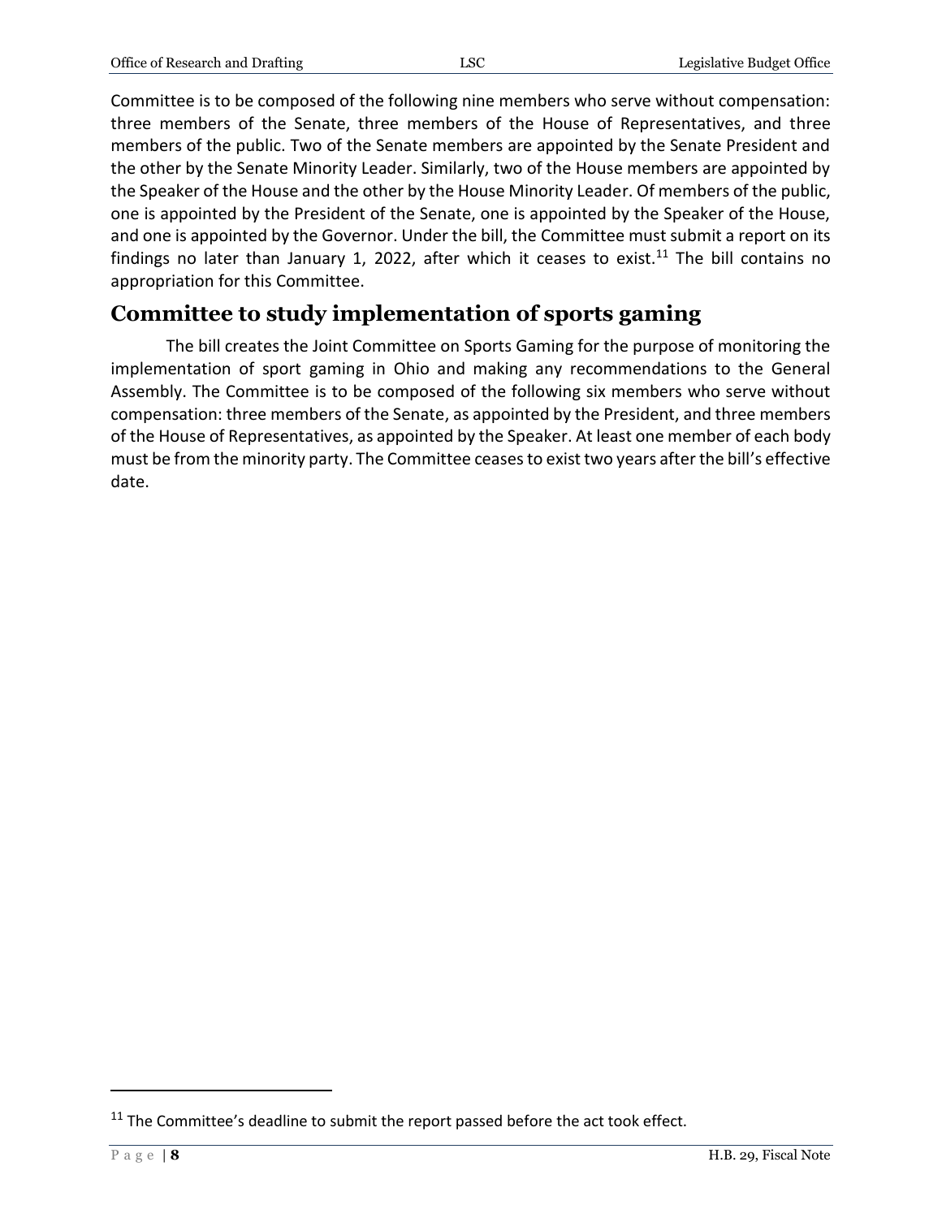Committee is to be composed of the following nine members who serve without compensation: three members of the Senate, three members of the House of Representatives, and three members of the public. Two of the Senate members are appointed by the Senate President and the other by the Senate Minority Leader. Similarly, two of the House members are appointed by the Speaker of the House and the other by the House Minority Leader. Of members of the public, one is appointed by the President of the Senate, one is appointed by the Speaker of the House, and one is appointed by the Governor. Under the bill, the Committee must submit a report on its findings no later than January 1, 2022, after which it ceases to exist.[11] The bill contains no appropriation for this Committee.

## Committee to study implementation of sports gaming

The bill creates the Joint Committee on Sports Gaming for the purpose of monitoring the implementation of sport gaming in Ohio and making any recommendations to the General Assembly. The Committee is to be composed of the following six members who serve without compensation: three members of the Senate, as appointed by the President, and three members of the House of Representatives, as appointed by the Speaker. At least one member of each body must be from the minority party. The Committee ceases to exist two years after the bill's effective date.

---

[11] The Committee's deadline to submit the report passed before the act took effect.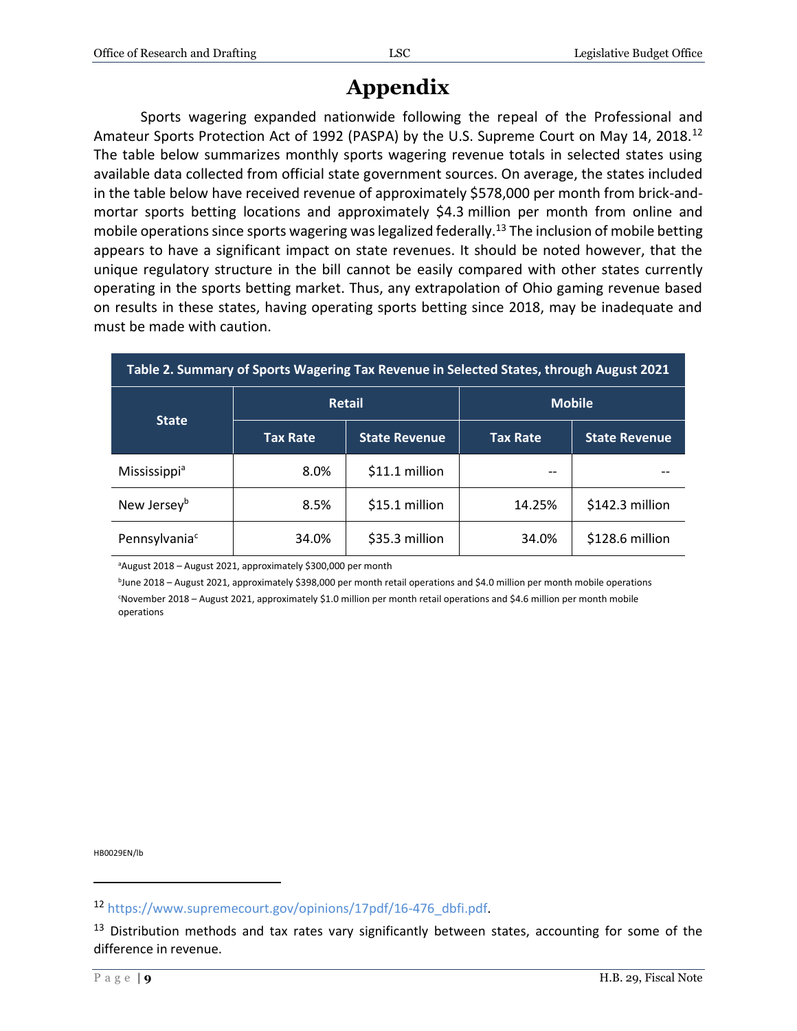# Appendix

Sports wagering expanded nationwide following the repeal of the Professional and Amateur Sports Protection Act of 1992 (PASPA) by the U.S. Supreme Court on May 14, 2018.[12] The table below summarizes monthly sports wagering revenue totals in selected states using available data collected from official state government sources. On average, the states included in the table below have received revenue of approximately $578,000 per month from brick-and-mortar sports betting locations and approximately $4.3 million per month from online and mobile operations since sports wagering was legalized federally.[13] The inclusion of mobile betting appears to have a significant impact on state revenues. It should be noted however, that the unique regulatory structure in the bill cannot be easily compared with other states currently operating in the sports betting market. Thus, any extrapolation of Ohio gaming revenue based on results in these states, having operating sports betting since 2018, may be inadequate and must be made with caution.

**Table 2. Summary of Sports Wagering Tax Revenue in Selected States, through August 2021**

| State | Retail | | Mobile | |
|---|---|---|---|---|
| | Tax Rate | State Revenue | Tax Rate | State Revenue |
| Mississippi[a] | 8.0% | $11.1 million | -- | -- |
| New Jersey[b] | 8.5% | $15.1 million | 14.25% | $142.3 million |
| Pennsylvania[c] | 34.0% | $35.3 million | 34.0% | $128.6 million |

[a]August 2018 – August 2021, approximately $300,000 per month

[b]June 2018 – August 2021, approximately $398,000 per month retail operations and $4.0 million per month mobile operations

[c]November 2018 – August 2021, approximately $1.0 million per month retail operations and $4.6 million per month mobile operations

HB0029EN/lb

---

[12] https://www.supremecourt.gov/opinions/17pdf/16-476_dbfi.pdf.

[13] Distribution methods and tax rates vary significantly between states, accounting for some of the difference in revenue.